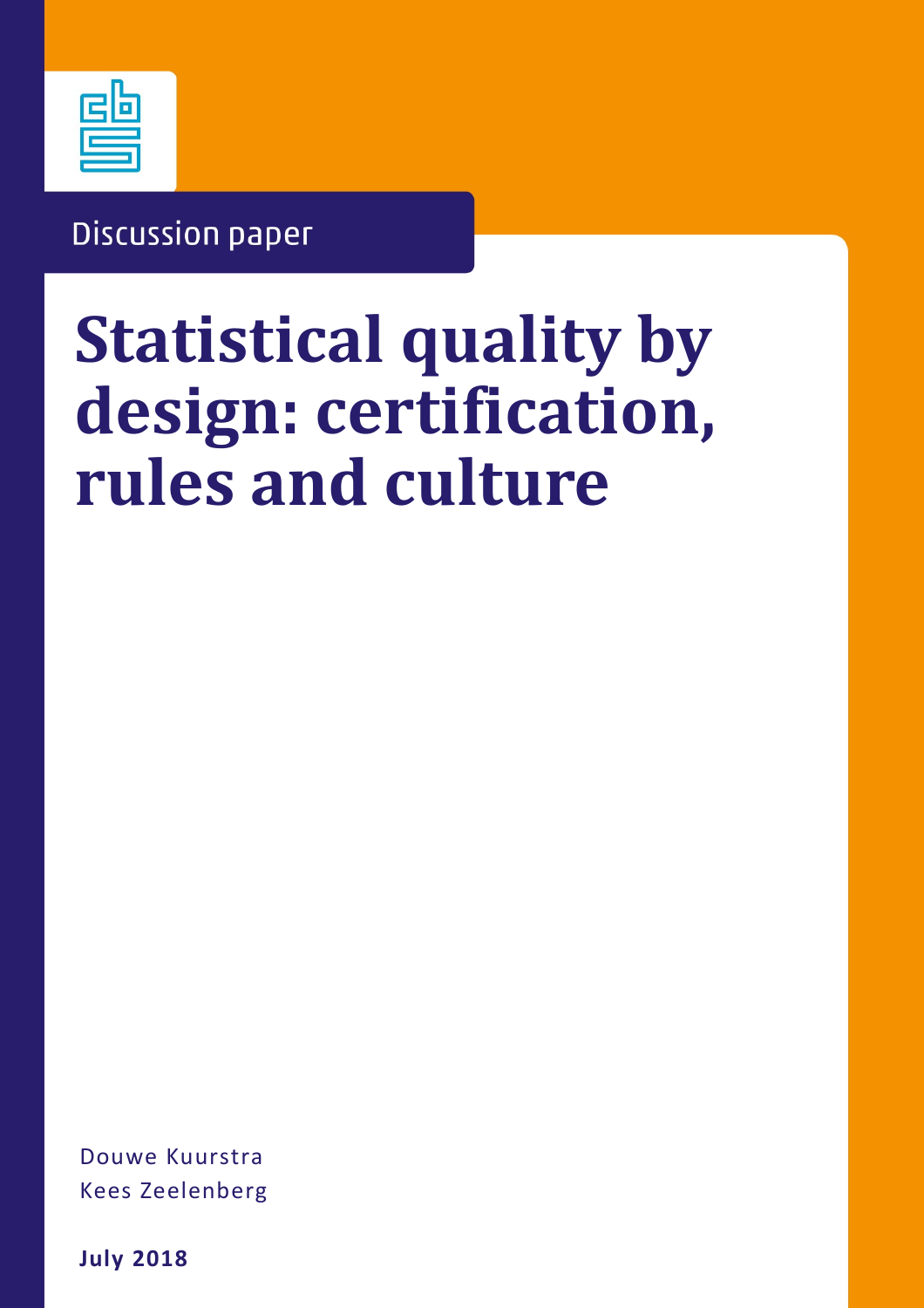Discussion paper

# Statistical quality by design: certification, rules and culture

Douwe Kuurstra
Kees Zeelenberg

**July 2018**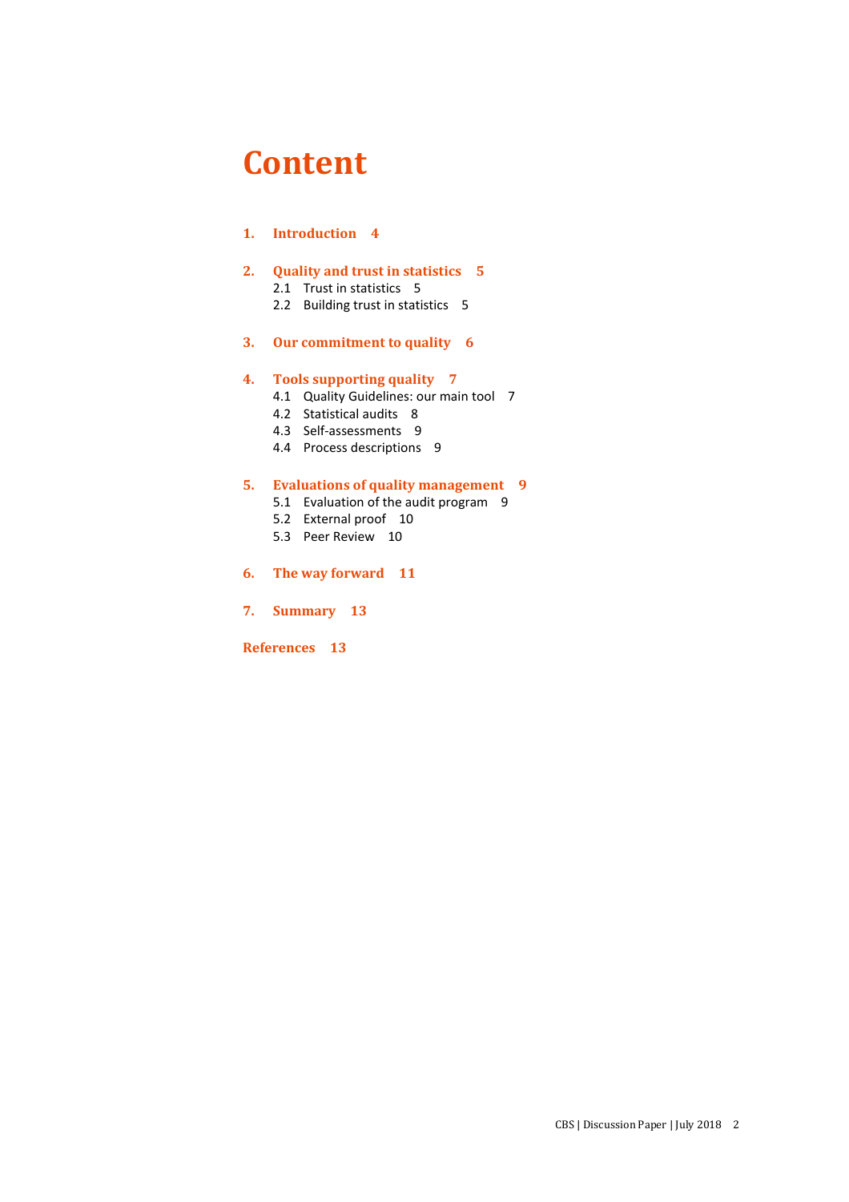# Content

**1. Introduction 4**

**2. Quality and trust in statistics 5**
- 2.1 Trust in statistics 5
- 2.2 Building trust in statistics 5

**3. Our commitment to quality 6**

**4. Tools supporting quality 7**
- 4.1 Quality Guidelines: our main tool 7
- 4.2 Statistical audits 8
- 4.3 Self-assessments 9
- 4.4 Process descriptions 9

**5. Evaluations of quality management 9**
- 5.1 Evaluation of the audit program 9
- 5.2 External proof 10
- 5.3 Peer Review 10

**6. The way forward 11**

**7. Summary 13**

**References 13**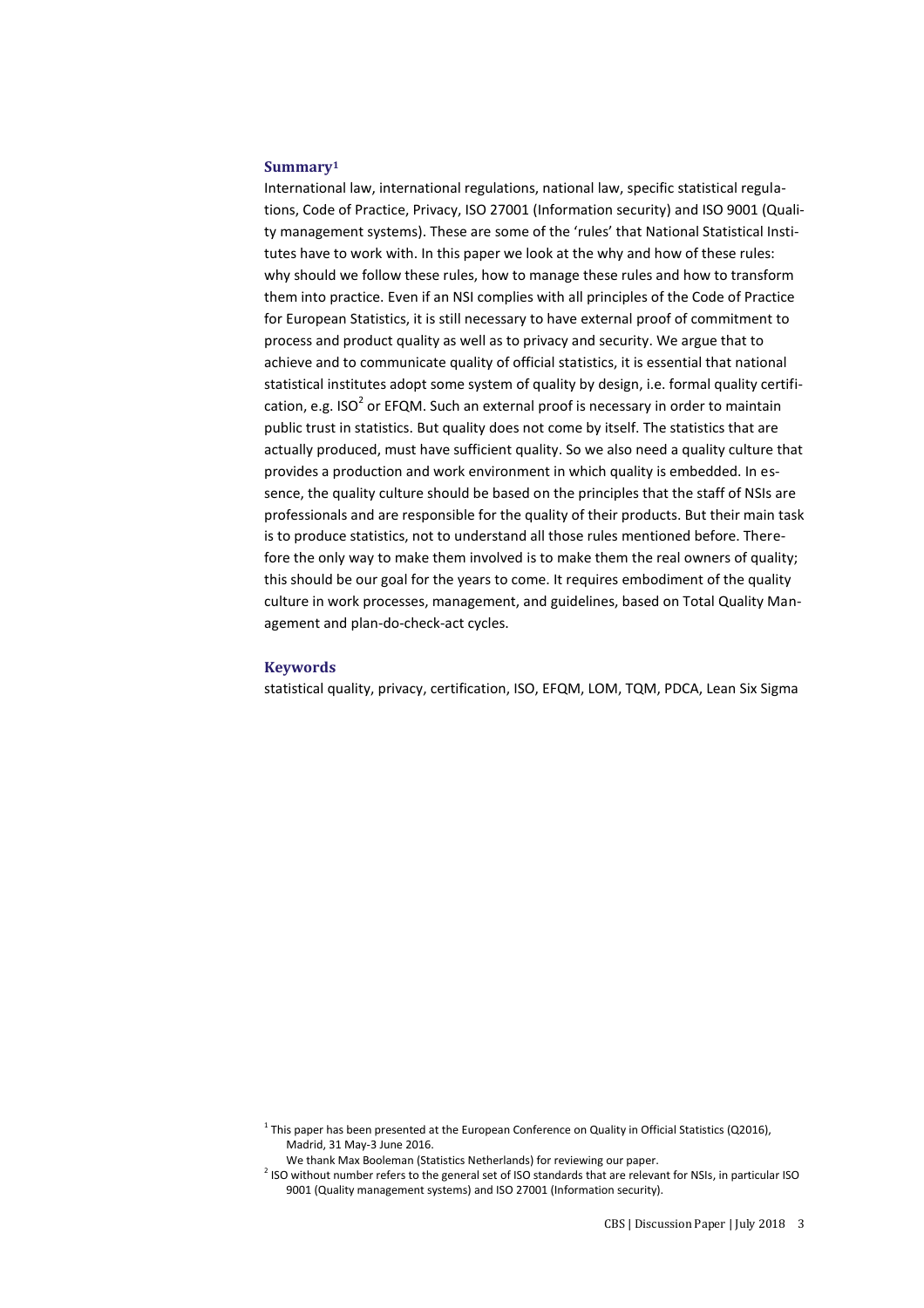## Summary[1]

International law, international regulations, national law, specific statistical regulations, Code of Practice, Privacy, ISO 27001 (Information security) and ISO 9001 (Quality management systems). These are some of the 'rules' that National Statistical Institutes have to work with. In this paper we look at the why and how of these rules: why should we follow these rules, how to manage these rules and how to transform them into practice. Even if an NSI complies with all principles of the Code of Practice for European Statistics, it is still necessary to have external proof of commitment to process and product quality as well as to privacy and security. We argue that to achieve and to communicate quality of official statistics, it is essential that national statistical institutes adopt some system of quality by design, i.e. formal quality certification, e.g. ISO[2] or EFQM. Such an external proof is necessary in order to maintain public trust in statistics. But quality does not come by itself. The statistics that are actually produced, must have sufficient quality. So we also need a quality culture that provides a production and work environment in which quality is embedded. In essence, the quality culture should be based on the principles that the staff of NSIs are professionals and are responsible for the quality of their products. But their main task is to produce statistics, not to understand all those rules mentioned before. Therefore the only way to make them involved is to make them the real owners of quality; this should be our goal for the years to come. It requires embodiment of the quality culture in work processes, management, and guidelines, based on Total Quality Management and plan-do-check-act cycles.

## Keywords

statistical quality, privacy, certification, ISO, EFQM, LOM, TQM, PDCA, Lean Six Sigma

---

[1] This paper has been presented at the European Conference on Quality in Official Statistics (Q2016), Madrid, 31 May-3 June 2016.
We thank Max Booleman (Statistics Netherlands) for reviewing our paper.

[2] ISO without number refers to the general set of ISO standards that are relevant for NSIs, in particular ISO 9001 (Quality management systems) and ISO 27001 (Information security).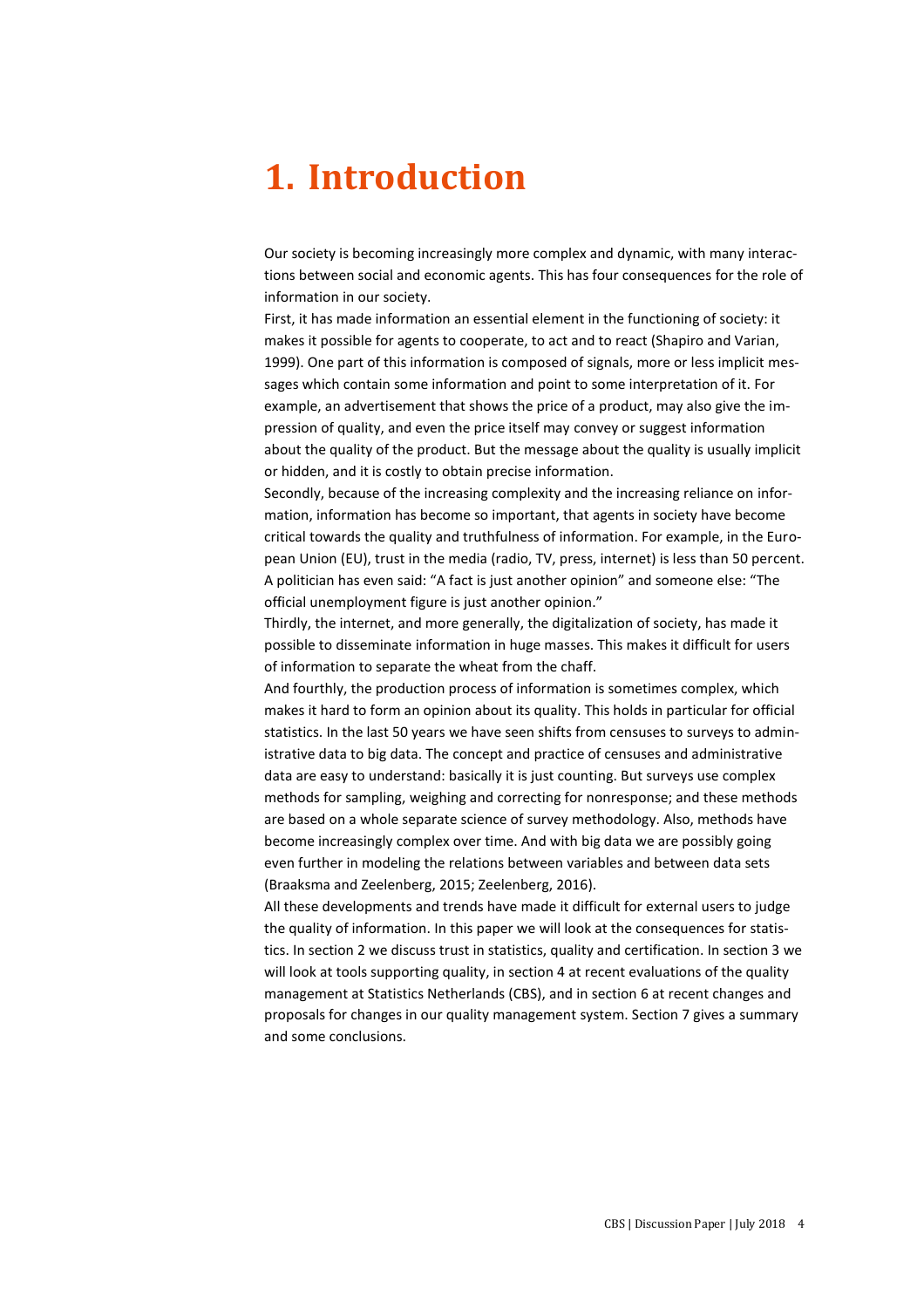# 1. Introduction

Our society is becoming increasingly more complex and dynamic, with many interactions between social and economic agents. This has four consequences for the role of information in our society.

First, it has made information an essential element in the functioning of society: it makes it possible for agents to cooperate, to act and to react (Shapiro and Varian, 1999). One part of this information is composed of signals, more or less implicit messages which contain some information and point to some interpretation of it. For example, an advertisement that shows the price of a product, may also give the impression of quality, and even the price itself may convey or suggest information about the quality of the product. But the message about the quality is usually implicit or hidden, and it is costly to obtain precise information.

Secondly, because of the increasing complexity and the increasing reliance on information, information has become so important, that agents in society have become critical towards the quality and truthfulness of information. For example, in the European Union (EU), trust in the media (radio, TV, press, internet) is less than 50 percent. A politician has even said: “A fact is just another opinion” and someone else: “The official unemployment figure is just another opinion.”

Thirdly, the internet, and more generally, the digitalization of society, has made it possible to disseminate information in huge masses. This makes it difficult for users of information to separate the wheat from the chaff.

And fourthly, the production process of information is sometimes complex, which makes it hard to form an opinion about its quality. This holds in particular for official statistics. In the last 50 years we have seen shifts from censuses to surveys to administrative data to big data. The concept and practice of censuses and administrative data are easy to understand: basically it is just counting. But surveys use complex methods for sampling, weighing and correcting for nonresponse; and these methods are based on a whole separate science of survey methodology. Also, methods have become increasingly complex over time. And with big data we are possibly going even further in modeling the relations between variables and between data sets (Braaksma and Zeelenberg, 2015; Zeelenberg, 2016).

All these developments and trends have made it difficult for external users to judge the quality of information. In this paper we will look at the consequences for statistics. In section 2 we discuss trust in statistics, quality and certification. In section 3 we will look at tools supporting quality, in section 4 at recent evaluations of the quality management at Statistics Netherlands (CBS), and in section 6 at recent changes and proposals for changes in our quality management system. Section 7 gives a summary and some conclusions.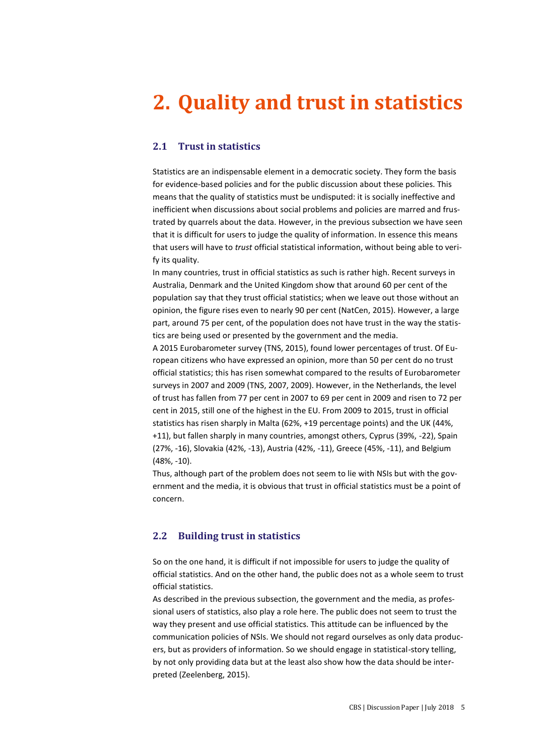# 2. Quality and trust in statistics

## 2.1 Trust in statistics

Statistics are an indispensable element in a democratic society. They form the basis for evidence-based policies and for the public discussion about these policies. This means that the quality of statistics must be undisputed: it is socially ineffective and inefficient when discussions about social problems and policies are marred and frustrated by quarrels about the data. However, in the previous subsection we have seen that it is difficult for users to judge the quality of information. In essence this means that users will have to *trust* official statistical information, without being able to verify its quality.

In many countries, trust in official statistics as such is rather high. Recent surveys in Australia, Denmark and the United Kingdom show that around 60 per cent of the population say that they trust official statistics; when we leave out those without an opinion, the figure rises even to nearly 90 per cent (NatCen, 2015). However, a large part, around 75 per cent, of the population does not have trust in the way the statistics are being used or presented by the government and the media.

A 2015 Eurobarometer survey (TNS, 2015), found lower percentages of trust. Of European citizens who have expressed an opinion, more than 50 per cent do no trust official statistics; this has risen somewhat compared to the results of Eurobarometer surveys in 2007 and 2009 (TNS, 2007, 2009). However, in the Netherlands, the level of trust has fallen from 77 per cent in 2007 to 69 per cent in 2009 and risen to 72 per cent in 2015, still one of the highest in the EU. From 2009 to 2015, trust in official statistics has risen sharply in Malta (62%, +19 percentage points) and the UK (44%, +11), but fallen sharply in many countries, amongst others, Cyprus (39%, -22), Spain (27%, -16), Slovakia (42%, -13), Austria (42%, -11), Greece (45%, -11), and Belgium (48%, -10).

Thus, although part of the problem does not seem to lie with NSIs but with the government and the media, it is obvious that trust in official statistics must be a point of concern.

## 2.2 Building trust in statistics

So on the one hand, it is difficult if not impossible for users to judge the quality of official statistics. And on the other hand, the public does not as a whole seem to trust official statistics.

As described in the previous subsection, the government and the media, as professional users of statistics, also play a role here. The public does not seem to trust the way they present and use official statistics. This attitude can be influenced by the communication policies of NSIs. We should not regard ourselves as only data producers, but as providers of information. So we should engage in statistical-story telling, by not only providing data but at the least also show how the data should be interpreted (Zeelenberg, 2015).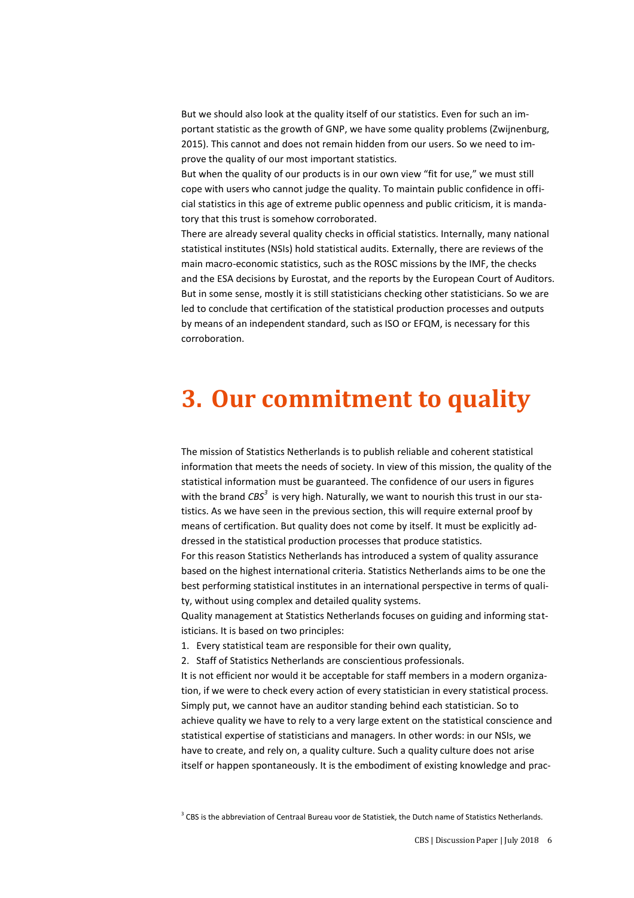But we should also look at the quality itself of our statistics. Even for such an important statistic as the growth of GNP, we have some quality problems (Zwijnenburg, 2015). This cannot and does not remain hidden from our users. So we need to improve the quality of our most important statistics.

But when the quality of our products is in our own view "fit for use," we must still cope with users who cannot judge the quality. To maintain public confidence in official statistics in this age of extreme public openness and public criticism, it is mandatory that this trust is somehow corroborated.

There are already several quality checks in official statistics. Internally, many national statistical institutes (NSIs) hold statistical audits. Externally, there are reviews of the main macro-economic statistics, such as the ROSC missions by the IMF, the checks and the ESA decisions by Eurostat, and the reports by the European Court of Auditors. But in some sense, mostly it is still statisticians checking other statisticians. So we are led to conclude that certification of the statistical production processes and outputs by means of an independent standard, such as ISO or EFQM, is necessary for this corroboration.

# 3. Our commitment to quality

The mission of Statistics Netherlands is to publish reliable and coherent statistical information that meets the needs of society. In view of this mission, the quality of the statistical information must be guaranteed. The confidence of our users in figures with the brand *CBS*[3] is very high. Naturally, we want to nourish this trust in our statistics. As we have seen in the previous section, this will require external proof by means of certification. But quality does not come by itself. It must be explicitly addressed in the statistical production processes that produce statistics.

For this reason Statistics Netherlands has introduced a system of quality assurance based on the highest international criteria. Statistics Netherlands aims to be one the best performing statistical institutes in an international perspective in terms of quality, without using complex and detailed quality systems.

Quality management at Statistics Netherlands focuses on guiding and informing statisticians. It is based on two principles:

1. Every statistical team are responsible for their own quality,
2. Staff of Statistics Netherlands are conscientious professionals.

It is not efficient nor would it be acceptable for staff members in a modern organization, if we were to check every action of every statistician in every statistical process. Simply put, we cannot have an auditor standing behind each statistician. So to achieve quality we have to rely to a very large extent on the statistical conscience and statistical expertise of statisticians and managers. In other words: in our NSIs, we have to create, and rely on, a quality culture. Such a quality culture does not arise itself or happen spontaneously. It is the embodiment of existing knowledge and prac-

[3] CBS is the abbreviation of Centraal Bureau voor de Statistiek, the Dutch name of Statistics Netherlands.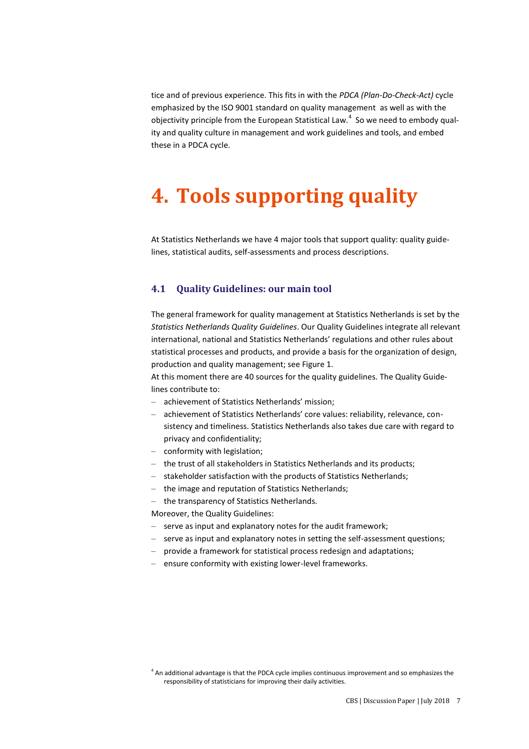tice and of previous experience. This fits in with the *PDCA (Plan-Do-Check-Act)* cycle emphasized by the ISO 9001 standard on quality management as well as with the objectivity principle from the European Statistical Law.[4] So we need to embody quality and quality culture in management and work guidelines and tools, and embed these in a PDCA cycle.

# 4. Tools supporting quality

At Statistics Netherlands we have 4 major tools that support quality: quality guidelines, statistical audits, self-assessments and process descriptions.

## 4.1 Quality Guidelines: our main tool

The general framework for quality management at Statistics Netherlands is set by the *Statistics Netherlands Quality Guidelines*. Our Quality Guidelines integrate all relevant international, national and Statistics Netherlands' regulations and other rules about statistical processes and products, and provide a basis for the organization of design, production and quality management; see Figure 1.

At this moment there are 40 sources for the quality guidelines. The Quality Guidelines contribute to:

- achievement of Statistics Netherlands' mission;
- achievement of Statistics Netherlands' core values: reliability, relevance, consistency and timeliness. Statistics Netherlands also takes due care with regard to privacy and confidentiality;
- conformity with legislation;
- the trust of all stakeholders in Statistics Netherlands and its products;
- stakeholder satisfaction with the products of Statistics Netherlands;
- the image and reputation of Statistics Netherlands;
- the transparency of Statistics Netherlands.

Moreover, the Quality Guidelines:

- serve as input and explanatory notes for the audit framework;
- serve as input and explanatory notes in setting the self-assessment questions;
- provide a framework for statistical process redesign and adaptations;
- ensure conformity with existing lower-level frameworks.

[4] An additional advantage is that the PDCA cycle implies continuous improvement and so emphasizes the responsibility of statisticians for improving their daily activities.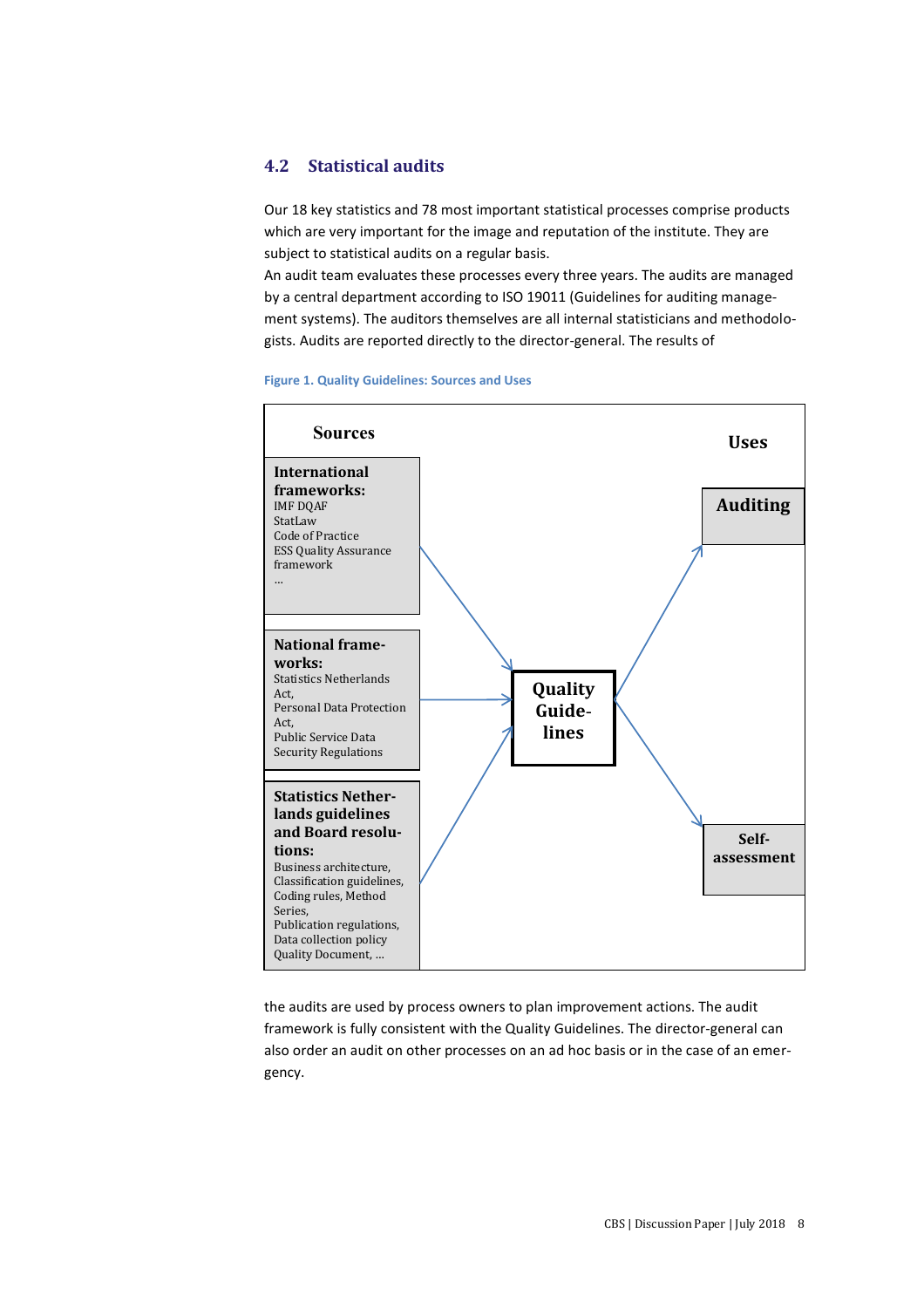## 4.2 Statistical audits

Our 18 key statistics and 78 most important statistical processes comprise products which are very important for the image and reputation of the institute. They are subject to statistical audits on a regular basis.
An audit team evaluates these processes every three years. The audits are managed by a central department according to ISO 19011 (Guidelines for auditing management systems). The auditors themselves are all internal statisticians and methodologists. Audits are reported directly to the director-general. The results of

**Figure 1. Quality Guidelines: Sources and Uses**

**Sources**

**International frameworks:**
IMF DQAF
StatLaw
Code of Practice
ESS Quality Assurance framework
...

**National frameworks:**
Statistics Netherlands Act,
Personal Data Protection Act,
Public Service Data Security Regulations

**Statistics Netherlands guidelines and Board resolutions:**
Business architecture,
Classification guidelines,
Coding rules, Method Series,
Publication regulations,
Data collection policy
Quality Document, ...

→ **Quality Guidelines** →

**Uses**

**Auditing**

**Self-assessment**

the audits are used by process owners to plan improvement actions. The audit framework is fully consistent with the Quality Guidelines. The director-general can also order an audit on other processes on an ad hoc basis or in the case of an emergency.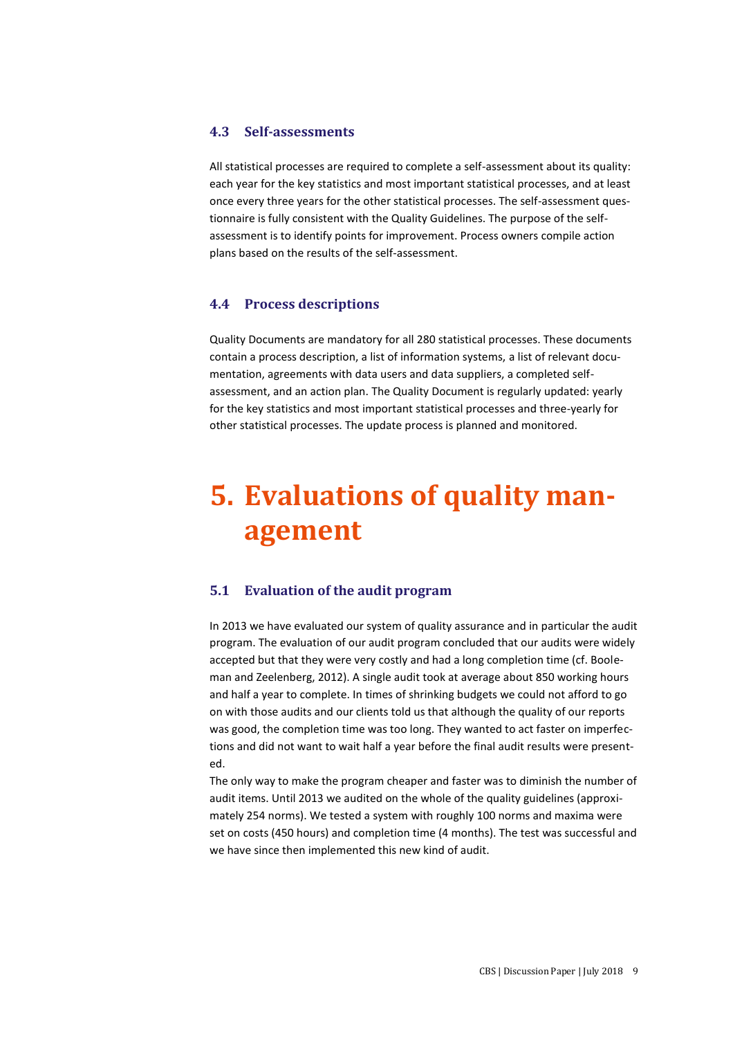### 4.3 Self-assessments

All statistical processes are required to complete a self-assessment about its quality: each year for the key statistics and most important statistical processes, and at least once every three years for the other statistical processes. The self-assessment questionnaire is fully consistent with the Quality Guidelines. The purpose of the self-assessment is to identify points for improvement. Process owners compile action plans based on the results of the self-assessment.

### 4.4 Process descriptions

Quality Documents are mandatory for all 280 statistical processes. These documents contain a process description, a list of information systems, a list of relevant documentation, agreements with data users and data suppliers, a completed self-assessment, and an action plan. The Quality Document is regularly updated: yearly for the key statistics and most important statistical processes and three-yearly for other statistical processes. The update process is planned and monitored.

# 5. Evaluations of quality management

### 5.1 Evaluation of the audit program

In 2013 we have evaluated our system of quality assurance and in particular the audit program. The evaluation of our audit program concluded that our audits were widely accepted but that they were very costly and had a long completion time (cf. Booleman and Zeelenberg, 2012). A single audit took at average about 850 working hours and half a year to complete. In times of shrinking budgets we could not afford to go on with those audits and our clients told us that although the quality of our reports was good, the completion time was too long. They wanted to act faster on imperfections and did not want to wait half a year before the final audit results were presented.

The only way to make the program cheaper and faster was to diminish the number of audit items. Until 2013 we audited on the whole of the quality guidelines (approximately 254 norms). We tested a system with roughly 100 norms and maxima were set on costs (450 hours) and completion time (4 months). The test was successful and we have since then implemented this new kind of audit.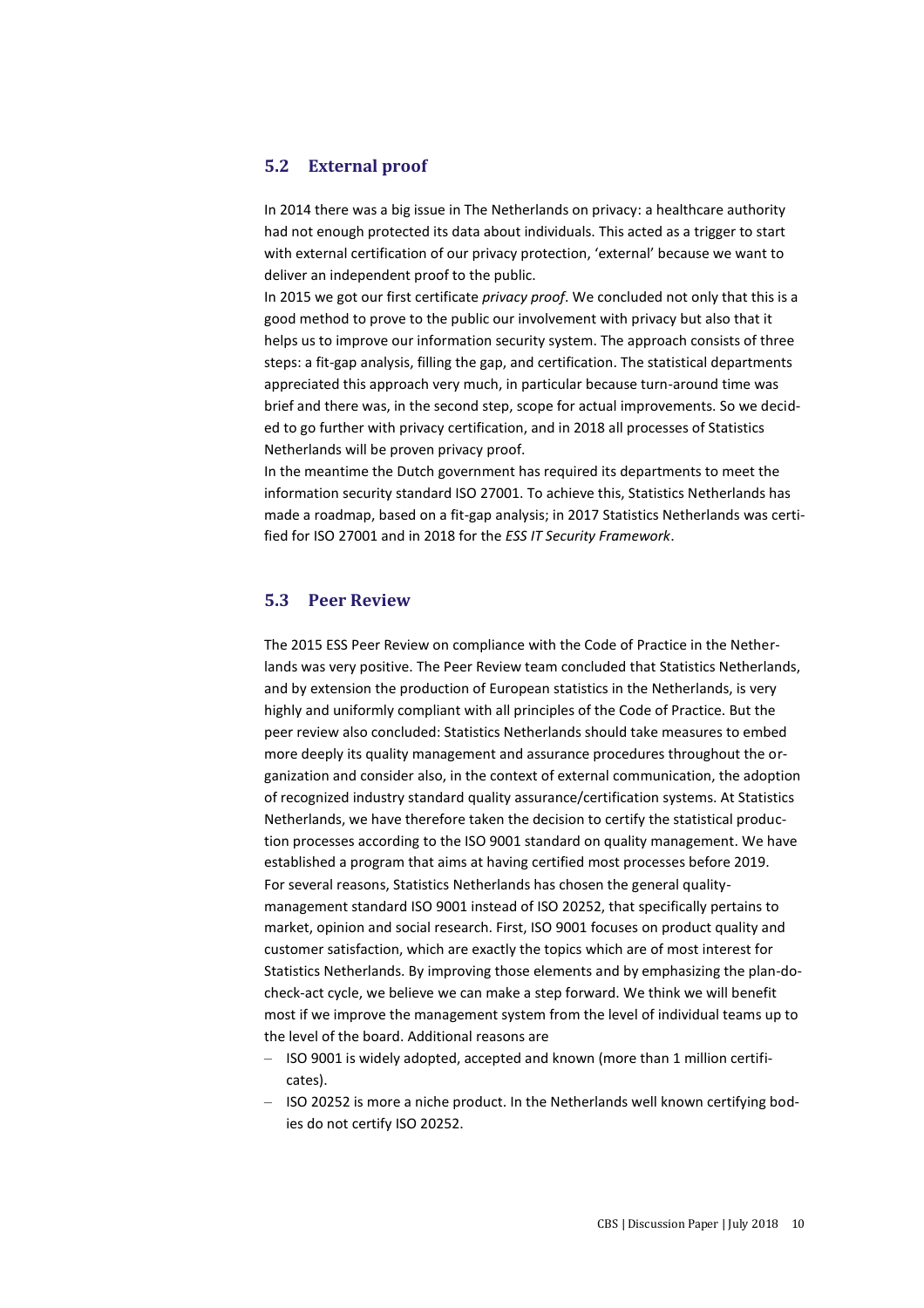## 5.2 External proof

In 2014 there was a big issue in The Netherlands on privacy: a healthcare authority had not enough protected its data about individuals. This acted as a trigger to start with external certification of our privacy protection, 'external' because we want to deliver an independent proof to the public.
In 2015 we got our first certificate *privacy proof*. We concluded not only that this is a good method to prove to the public our involvement with privacy but also that it helps us to improve our information security system. The approach consists of three steps: a fit-gap analysis, filling the gap, and certification. The statistical departments appreciated this approach very much, in particular because turn-around time was brief and there was, in the second step, scope for actual improvements. So we decided to go further with privacy certification, and in 2018 all processes of Statistics Netherlands will be proven privacy proof.
In the meantime the Dutch government has required its departments to meet the information security standard ISO 27001. To achieve this, Statistics Netherlands has made a roadmap, based on a fit-gap analysis; in 2017 Statistics Netherlands was certified for ISO 27001 and in 2018 for the *ESS IT Security Framework*.

## 5.3 Peer Review

The 2015 ESS Peer Review on compliance with the Code of Practice in the Netherlands was very positive. The Peer Review team concluded that Statistics Netherlands, and by extension the production of European statistics in the Netherlands, is very highly and uniformly compliant with all principles of the Code of Practice. But the peer review also concluded: Statistics Netherlands should take measures to embed more deeply its quality management and assurance procedures throughout the organization and consider also, in the context of external communication, the adoption of recognized industry standard quality assurance/certification systems. At Statistics Netherlands, we have therefore taken the decision to certify the statistical production processes according to the ISO 9001 standard on quality management. We have established a program that aims at having certified most processes before 2019.
For several reasons, Statistics Netherlands has chosen the general quality-management standard ISO 9001 instead of ISO 20252, that specifically pertains to market, opinion and social research. First, ISO 9001 focuses on product quality and customer satisfaction, which are exactly the topics which are of most interest for Statistics Netherlands. By improving those elements and by emphasizing the plan-do-check-act cycle, we believe we can make a step forward. We think we will benefit most if we improve the management system from the level of individual teams up to the level of the board. Additional reasons are

- ISO 9001 is widely adopted, accepted and known (more than 1 million certificates).
- ISO 20252 is more a niche product. In the Netherlands well known certifying bodies do not certify ISO 20252.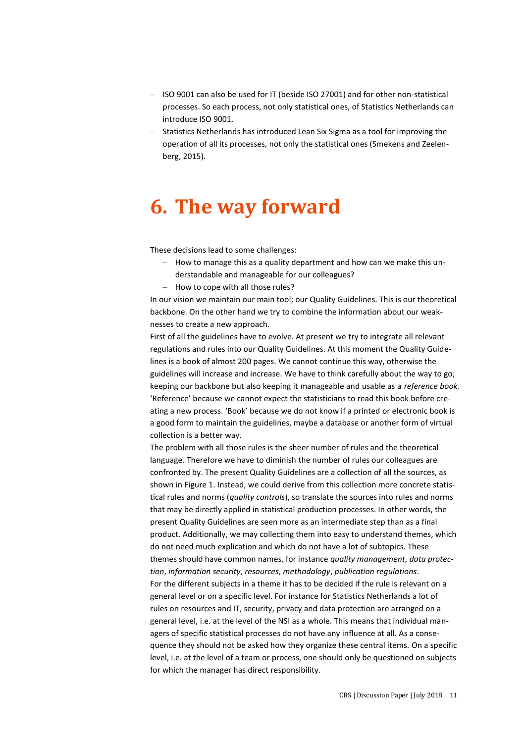- ISO 9001 can also be used for IT (beside ISO 27001) and for other non-statistical processes. So each process, not only statistical ones, of Statistics Netherlands can introduce ISO 9001.
- Statistics Netherlands has introduced Lean Six Sigma as a tool for improving the operation of all its processes, not only the statistical ones (Smekens and Zeelenberg, 2015).

# 6. The way forward

These decisions lead to some challenges:

- How to manage this as a quality department and how can we make this understandable and manageable for our colleagues?
- How to cope with all those rules?

In our vision we maintain our main tool; our Quality Guidelines. This is our theoretical backbone. On the other hand we try to combine the information about our weaknesses to create a new approach.

First of all the guidelines have to evolve. At present we try to integrate all relevant regulations and rules into our Quality Guidelines. At this moment the Quality Guidelines is a book of almost 200 pages. We cannot continue this way, otherwise the guidelines will increase and increase. We have to think carefully about the way to go; keeping our backbone but also keeping it manageable and usable as a *reference book*. 'Reference' because we cannot expect the statisticians to read this book before creating a new process. 'Book' because we do not know if a printed or electronic book is a good form to maintain the guidelines, maybe a database or another form of virtual collection is a better way.

The problem with all those rules is the sheer number of rules and the theoretical language. Therefore we have to diminish the number of rules our colleagues are confronted by. The present Quality Guidelines are a collection of all the sources, as shown in Figure 1. Instead, we could derive from this collection more concrete statistical rules and norms (*quality controls*), so translate the sources into rules and norms that may be directly applied in statistical production processes. In other words, the present Quality Guidelines are seen more as an intermediate step than as a final product. Additionally, we may collecting them into easy to understand themes, which do not need much explication and which do not have a lot of subtopics. These themes should have common names, for instance *quality management*, *data protection*, *information security*, *resources*, *methodology*, *publication regulations*.

For the different subjects in a theme it has to be decided if the rule is relevant on a general level or on a specific level. For instance for Statistics Netherlands a lot of rules on resources and IT, security, privacy and data protection are arranged on a general level, i.e. at the level of the NSI as a whole. This means that individual managers of specific statistical processes do not have any influence at all. As a consequence they should not be asked how they organize these central items. On a specific level, i.e. at the level of a team or process, one should only be questioned on subjects for which the manager has direct responsibility.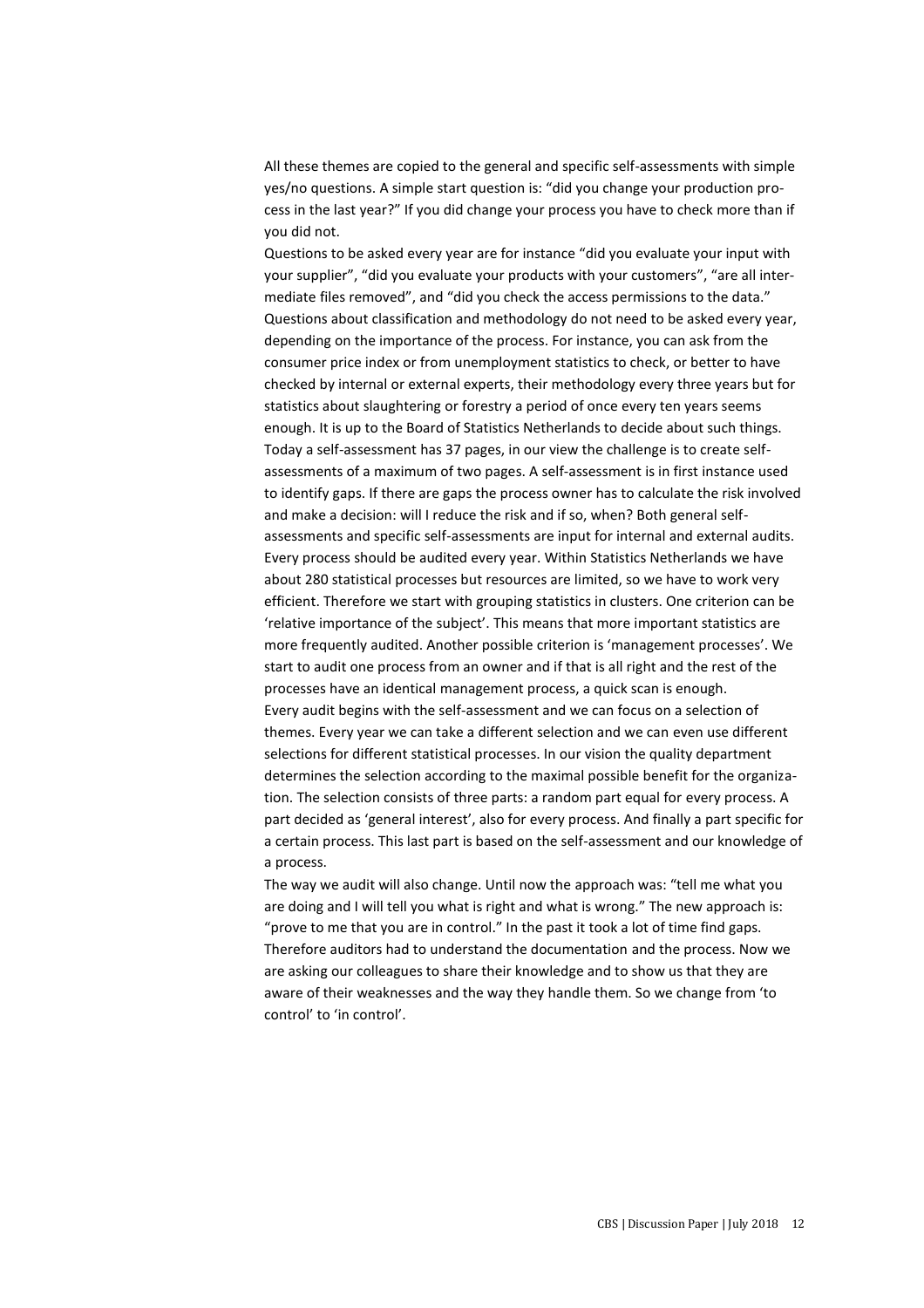All these themes are copied to the general and specific self-assessments with simple yes/no questions. A simple start question is: "did you change your production process in the last year?" If you did change your process you have to check more than if you did not.

Questions to be asked every year are for instance "did you evaluate your input with your supplier", "did you evaluate your products with your customers", "are all intermediate files removed", and "did you check the access permissions to the data." Questions about classification and methodology do not need to be asked every year, depending on the importance of the process. For instance, you can ask from the consumer price index or from unemployment statistics to check, or better to have checked by internal or external experts, their methodology every three years but for statistics about slaughtering or forestry a period of once every ten years seems enough. It is up to the Board of Statistics Netherlands to decide about such things. Today a self-assessment has 37 pages, in our view the challenge is to create self-assessments of a maximum of two pages. A self-assessment is in first instance used to identify gaps. If there are gaps the process owner has to calculate the risk involved and make a decision: will I reduce the risk and if so, when? Both general self-assessments and specific self-assessments are input for internal and external audits. Every process should be audited every year. Within Statistics Netherlands we have about 280 statistical processes but resources are limited, so we have to work very efficient. Therefore we start with grouping statistics in clusters. One criterion can be 'relative importance of the subject'. This means that more important statistics are more frequently audited. Another possible criterion is 'management processes'. We start to audit one process from an owner and if that is all right and the rest of the processes have an identical management process, a quick scan is enough.

Every audit begins with the self-assessment and we can focus on a selection of themes. Every year we can take a different selection and we can even use different selections for different statistical processes. In our vision the quality department determines the selection according to the maximal possible benefit for the organization. The selection consists of three parts: a random part equal for every process. A part decided as 'general interest', also for every process. And finally a part specific for a certain process. This last part is based on the self-assessment and our knowledge of a process.

The way we audit will also change. Until now the approach was: "tell me what you are doing and I will tell you what is right and what is wrong." The new approach is: "prove to me that you are in control." In the past it took a lot of time find gaps. Therefore auditors had to understand the documentation and the process. Now we are asking our colleagues to share their knowledge and to show us that they are aware of their weaknesses and the way they handle them. So we change from 'to control' to 'in control'.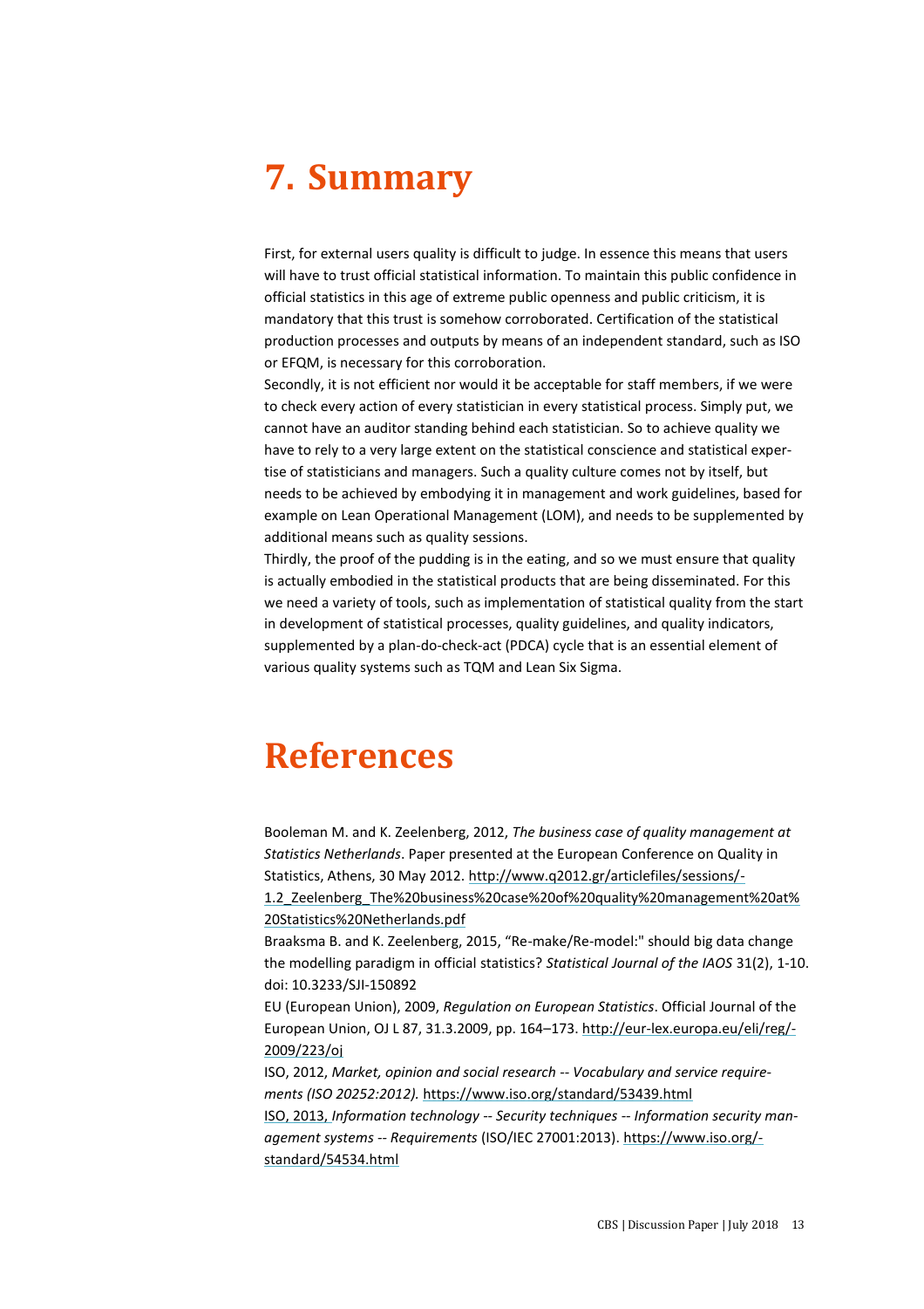# 7. Summary

First, for external users quality is difficult to judge. In essence this means that users will have to trust official statistical information. To maintain this public confidence in official statistics in this age of extreme public openness and public criticism, it is mandatory that this trust is somehow corroborated. Certification of the statistical production processes and outputs by means of an independent standard, such as ISO or EFQM, is necessary for this corroboration.

Secondly, it is not efficient nor would it be acceptable for staff members, if we were to check every action of every statistician in every statistical process. Simply put, we cannot have an auditor standing behind each statistician. So to achieve quality we have to rely to a very large extent on the statistical conscience and statistical expertise of statisticians and managers. Such a quality culture comes not by itself, but needs to be achieved by embodying it in management and work guidelines, based for example on Lean Operational Management (LOM), and needs to be supplemented by additional means such as quality sessions.

Thirdly, the proof of the pudding is in the eating, and so we must ensure that quality is actually embodied in the statistical products that are being disseminated. For this we need a variety of tools, such as implementation of statistical quality from the start in development of statistical processes, quality guidelines, and quality indicators, supplemented by a plan-do-check-act (PDCA) cycle that is an essential element of various quality systems such as TQM and Lean Six Sigma.

# References

Booleman M. and K. Zeelenberg, 2012, *The business case of quality management at Statistics Netherlands*. Paper presented at the European Conference on Quality in Statistics, Athens, 30 May 2012. http://www.q2012.gr/articlefiles/sessions/1.2_Zeelenberg_The%20business%20case%20of%20quality%20management%20at%20Statistics%20Netherlands.pdf

Braaksma B. and K. Zeelenberg, 2015, "Re-make/Re-model:" should big data change the modelling paradigm in official statistics? *Statistical Journal of the IAOS* 31(2), 1-10. doi: 10.3233/SJI-150892

EU (European Union), 2009, *Regulation on European Statistics*. Official Journal of the European Union, OJ L 87, 31.3.2009, pp. 164–173. http://eur-lex.europa.eu/eli/reg/2009/223/oj

ISO, 2012, *Market, opinion and social research -- Vocabulary and service requirements (ISO 20252:2012).* https://www.iso.org/standard/53439.html

ISO, 2013, *Information technology -- Security techniques -- Information security management systems -- Requirements* (ISO/IEC 27001:2013). https://www.iso.org/standard/54534.html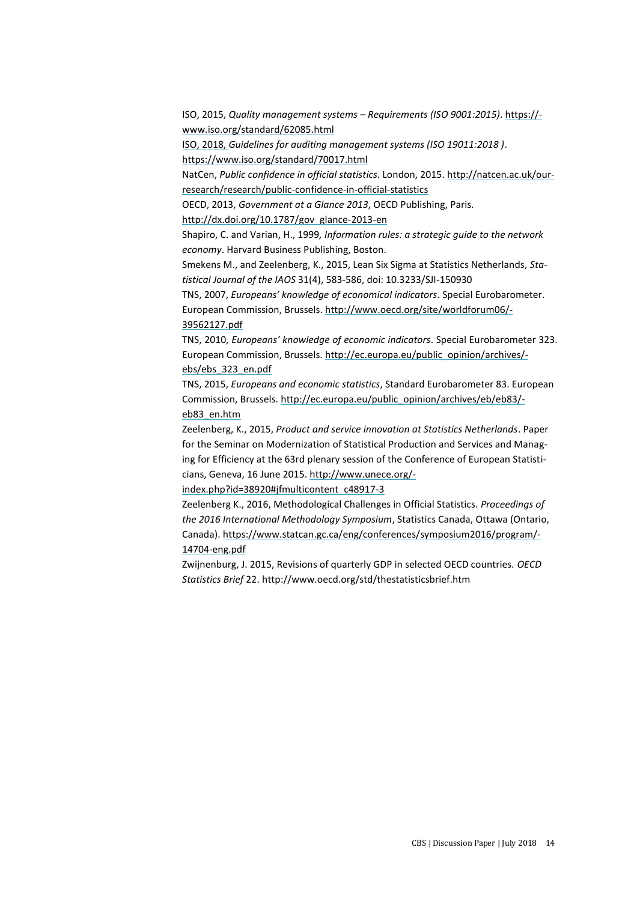ISO, 2015, *Quality management systems – Requirements (ISO 9001:2015)*. https://-www.iso.org/standard/62085.html

ISO, 2018, *Guidelines for auditing management systems (ISO 19011:2018 )*. https://www.iso.org/standard/70017.html

NatCen, *Public confidence in official statistics*. London, 2015. http://natcen.ac.uk/our-research/research/public-confidence-in-official-statistics

OECD, 2013, *Government at a Glance 2013*, OECD Publishing, Paris. http://dx.doi.org/10.1787/gov_glance-2013-en

Shapiro, C. and Varian, H., 1999, *Information rules: a strategic guide to the network economy*. Harvard Business Publishing, Boston.

Smekens M., and Zeelenberg, K., 2015, Lean Six Sigma at Statistics Netherlands, *Statistical Journal of the IAOS* 31(4), 583-586, doi: 10.3233/SJI-150930

TNS, 2007, *Europeans' knowledge of economical indicators*. Special Eurobarometer. European Commission, Brussels. http://www.oecd.org/site/worldforum06/-39562127.pdf

TNS, 2010, *Europeans' knowledge of economic indicators*. Special Eurobarometer 323. European Commission, Brussels. http://ec.europa.eu/public_opinion/archives/-ebs/ebs_323_en.pdf

TNS, 2015, *Europeans and economic statistics*, Standard Eurobarometer 83. European Commission, Brussels. http://ec.europa.eu/public_opinion/archives/eb/eb83/-eb83_en.htm

Zeelenberg, K., 2015, *Product and service innovation at Statistics Netherlands*. Paper for the Seminar on Modernization of Statistical Production and Services and Managing for Efficiency at the 63rd plenary session of the Conference of European Statisticians, Geneva, 16 June 2015. http://www.unece.org/-index.php?id=38920#jfmulticontent_c48917-3

Zeelenberg K., 2016, Methodological Challenges in Official Statistics. *Proceedings of the 2016 International Methodology Symposium*, Statistics Canada, Ottawa (Ontario, Canada). https://www.statcan.gc.ca/eng/conferences/symposium2016/program/-14704-eng.pdf

Zwijnenburg, J. 2015, Revisions of quarterly GDP in selected OECD countries. *OECD Statistics Brief* 22. http://www.oecd.org/std/thestatisticsbrief.htm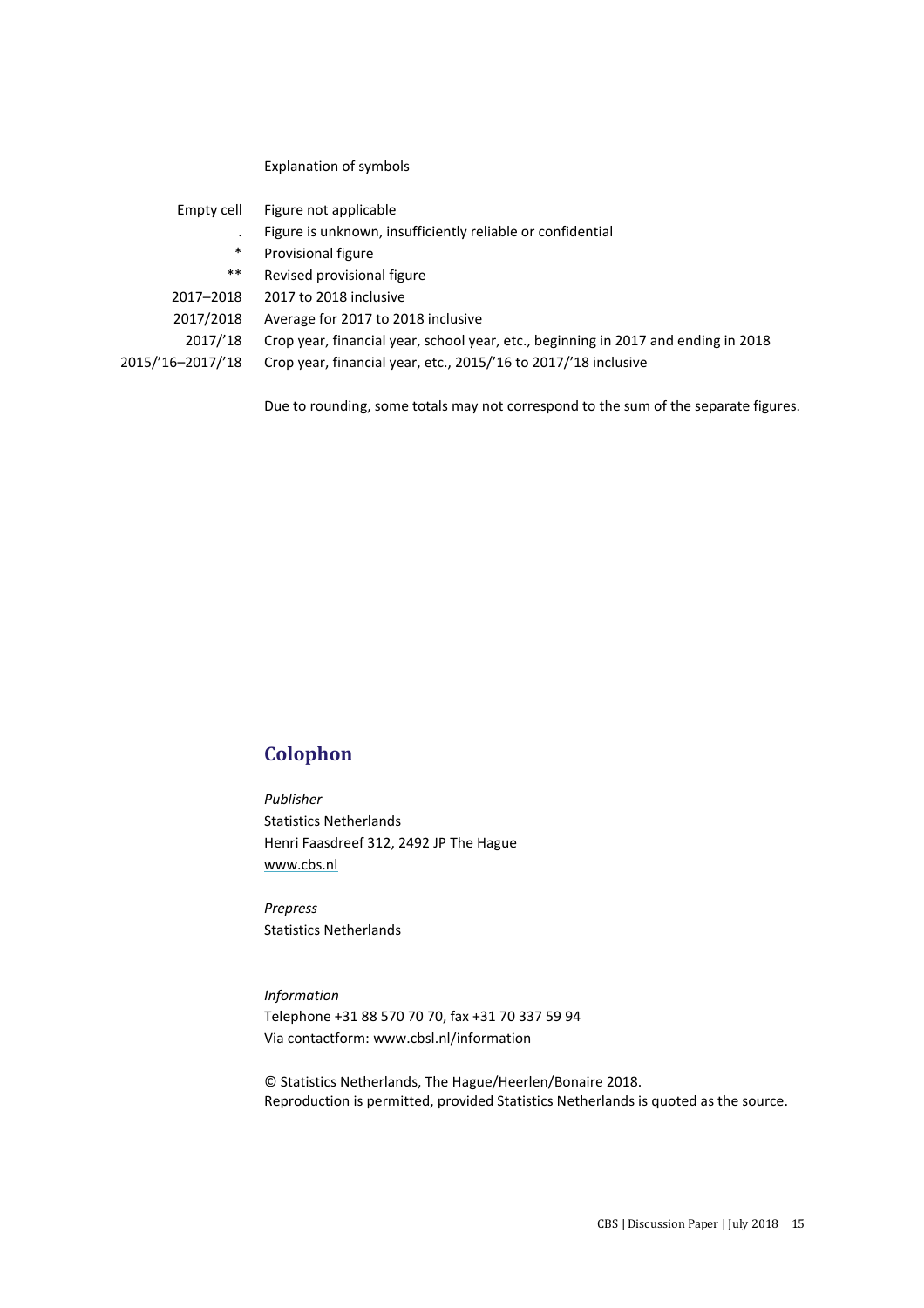Explanation of symbols

| | |
|---|---|
| Empty cell | Figure not applicable |
| . | Figure is unknown, insufficiently reliable or confidential |
| * | Provisional figure |
| ** | Revised provisional figure |
| 2017–2018 | 2017 to 2018 inclusive |
| 2017/2018 | Average for 2017 to 2018 inclusive |
| 2017/’18 | Crop year, financial year, school year, etc., beginning in 2017 and ending in 2018 |
| 2015/’16–2017/’18 | Crop year, financial year, etc., 2015/’16 to 2017/’18 inclusive |

Due to rounding, some totals may not correspond to the sum of the separate figures.

## Colophon

*Publisher*
Statistics Netherlands
Henri Faasdreef 312, 2492 JP The Hague
www.cbs.nl

*Prepress*
Statistics Netherlands

*Information*
Telephone +31 88 570 70 70, fax +31 70 337 59 94
Via contactform: www.cbsl.nl/information

© Statistics Netherlands, The Hague/Heerlen/Bonaire 2018.
Reproduction is permitted, provided Statistics Netherlands is quoted as the source.